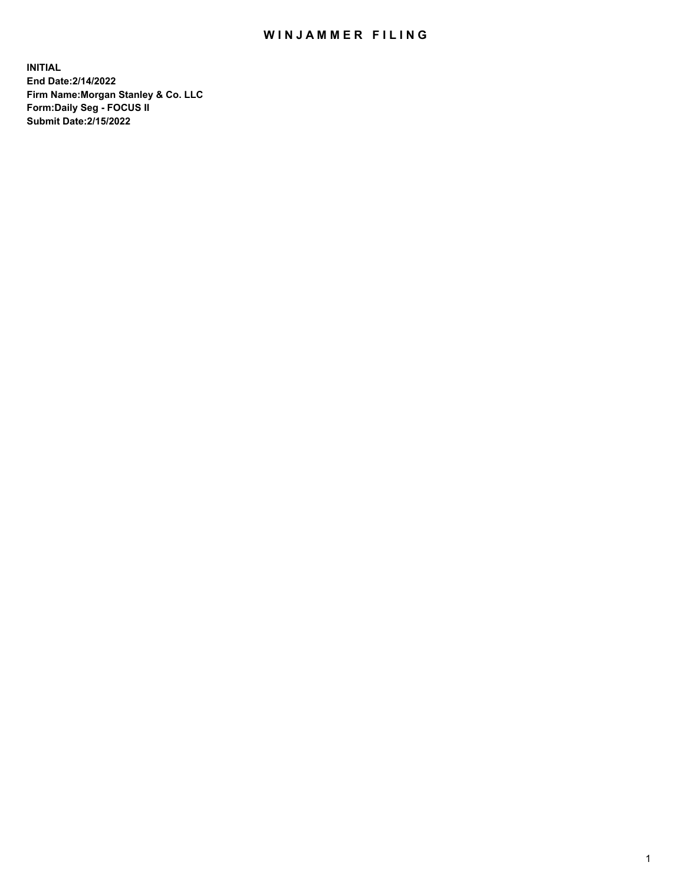# WINJAMMER FILING

**INITIAL**
**End Date:2/14/2022**
**Firm Name:Morgan Stanley & Co. LLC**
**Form:Daily Seg - FOCUS II**
**Submit Date:2/15/2022**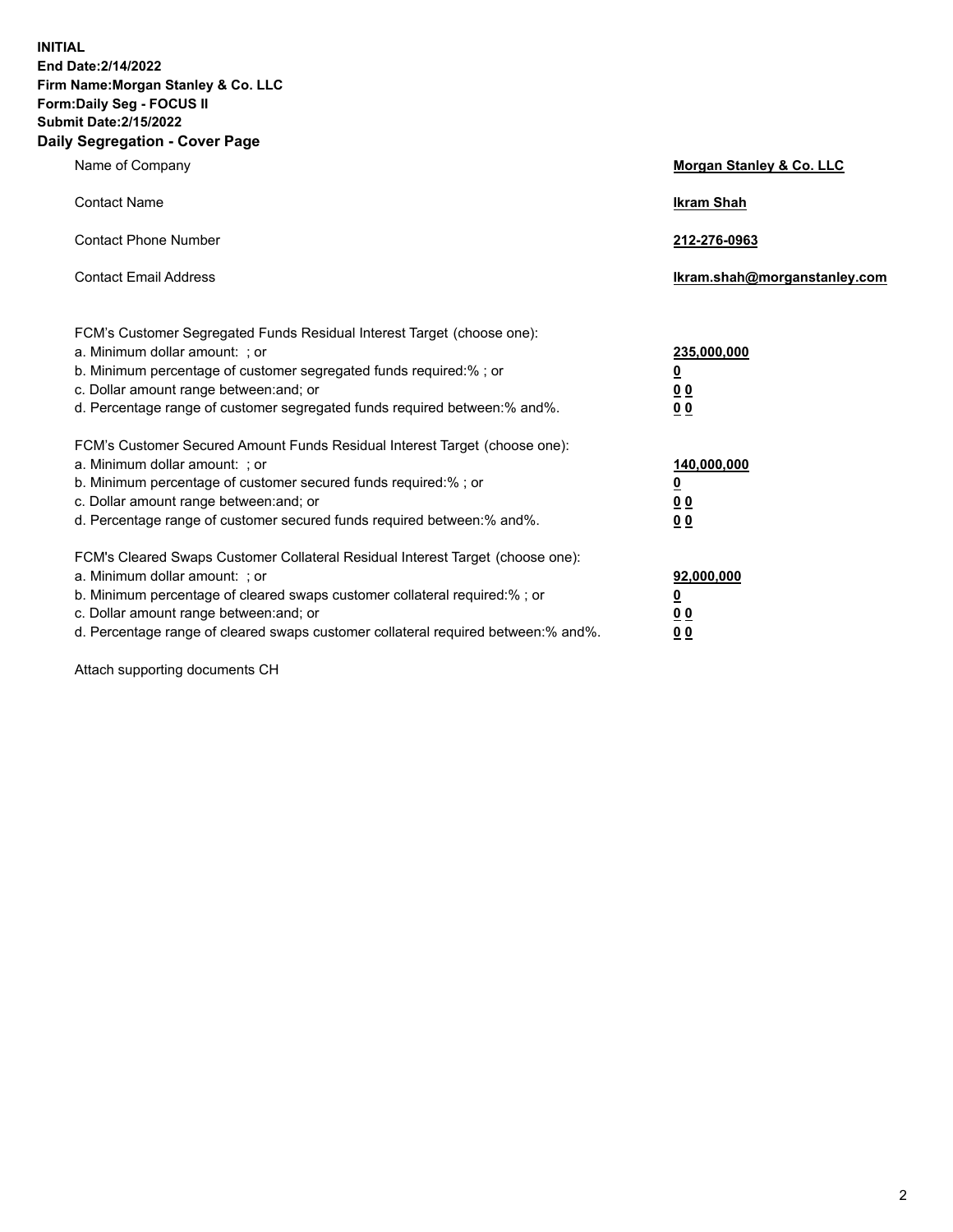**INITIAL**
**End Date:2/14/2022**
**Firm Name:Morgan Stanley & Co. LLC**
**Form:Daily Seg - FOCUS II**
**Submit Date:2/15/2022**

## Daily Segregation - Cover Page

| | |
|---|---|
| Name of Company | **Morgan Stanley & Co. LLC** |
| Contact Name | **Ikram Shah** |
| Contact Phone Number | **212-276-0963** |
| Contact Email Address | **Ikram.shah@morganstanley.com** |

| | |
|---|---|
| FCM's Customer Segregated Funds Residual Interest Target (choose one): | |
| a. Minimum dollar amount: ; or | **235,000,000** |
| b. Minimum percentage of customer segregated funds required:% ; or | **0** |
| c. Dollar amount range between:and; or | **0 0** |
| d. Percentage range of customer segregated funds required between:% and%. | **0 0** |
| FCM's Customer Secured Amount Funds Residual Interest Target (choose one): | |
| a. Minimum dollar amount: ; or | **140,000,000** |
| b. Minimum percentage of customer secured funds required:% ; or | **0** |
| c. Dollar amount range between:and; or | **0 0** |
| d. Percentage range of customer secured funds required between:% and%. | **0 0** |
| FCM's Cleared Swaps Customer Collateral Residual Interest Target (choose one): | |
| a. Minimum dollar amount: ; or | **92,000,000** |
| b. Minimum percentage of cleared swaps customer collateral required:% ; or | **0** |
| c. Dollar amount range between:and; or | **0 0** |
| d. Percentage range of cleared swaps customer collateral required between:% and%. | **0 0** |

Attach supporting documents CH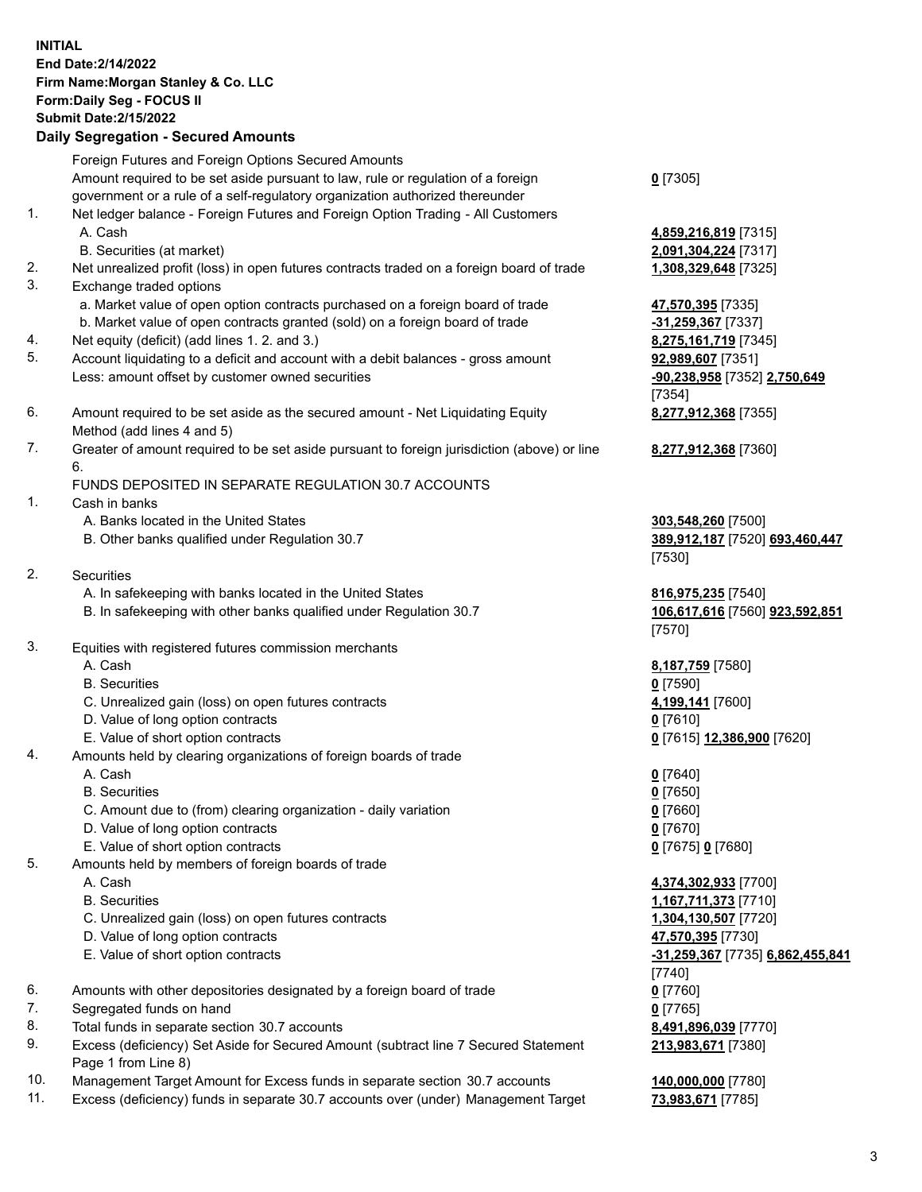**INITIAL**
**End Date:2/14/2022**
**Firm Name:Morgan Stanley & Co. LLC**
**Form:Daily Seg - FOCUS II**
**Submit Date:2/15/2022**

## Daily Segregation - Secured Amounts

| | | |
|---|---|---|
| | Foreign Futures and Foreign Options Secured Amounts | |
| | Amount required to be set aside pursuant to law, rule or regulation of a foreign government or a rule of a self-regulatory organization authorized thereunder | **0** [7305] |
| 1. | Net ledger balance - Foreign Futures and Foreign Option Trading - All Customers | |
| | A. Cash | **4,859,216,819** [7315] |
| | B. Securities (at market) | **2,091,304,224** [7317] |
| 2. | Net unrealized profit (loss) in open futures contracts traded on a foreign board of trade | **1,308,329,648** [7325] |
| 3. | Exchange traded options | |
| | a. Market value of open option contracts purchased on a foreign board of trade | **47,570,395** [7335] |
| | b. Market value of open contracts granted (sold) on a foreign board of trade | **-31,259,367** [7337] |
| 4. | Net equity (deficit) (add lines 1. 2. and 3.) | **8,275,161,719** [7345] |
| 5. | Account liquidating to a deficit and account with a debit balances - gross amount | **92,989,607** [7351] |
| | Less: amount offset by customer owned securities | **-90,238,958** [7352] **2,750,649** [7354] |
| 6. | Amount required to be set aside as the secured amount - Net Liquidating Equity Method (add lines 4 and 5) | **8,277,912,368** [7355] |
| 7. | Greater of amount required to be set aside pursuant to foreign jurisdiction (above) or line 6. | **8,277,912,368** [7360] |
| | FUNDS DEPOSITED IN SEPARATE REGULATION 30.7 ACCOUNTS | |
| 1. | Cash in banks | |
| | A. Banks located in the United States | **303,548,260** [7500] |
| | B. Other banks qualified under Regulation 30.7 | **389,912,187** [7520] **693,460,447** [7530] |
| 2. | Securities | |
| | A. In safekeeping with banks located in the United States | **816,975,235** [7540] |
| | B. In safekeeping with other banks qualified under Regulation 30.7 | **106,617,616** [7560] **923,592,851** [7570] |
| 3. | Equities with registered futures commission merchants | |
| | A. Cash | **8,187,759** [7580] |
| | B. Securities | **0** [7590] |
| | C. Unrealized gain (loss) on open futures contracts | **4,199,141** [7600] |
| | D. Value of long option contracts | **0** [7610] |
| | E. Value of short option contracts | **0** [7615] **12,386,900** [7620] |
| 4. | Amounts held by clearing organizations of foreign boards of trade | |
| | A. Cash | **0** [7640] |
| | B. Securities | **0** [7650] |
| | C. Amount due to (from) clearing organization - daily variation | **0** [7660] |
| | D. Value of long option contracts | **0** [7670] |
| | E. Value of short option contracts | **0** [7675] **0** [7680] |
| 5. | Amounts held by members of foreign boards of trade | |
| | A. Cash | **4,374,302,933** [7700] |
| | B. Securities | **1,167,711,373** [7710] |
| | C. Unrealized gain (loss) on open futures contracts | **1,304,130,507** [7720] |
| | D. Value of long option contracts | **47,570,395** [7730] |
| | E. Value of short option contracts | **-31,259,367** [7735] **6,862,455,841** [7740] |
| 6. | Amounts with other depositories designated by a foreign board of trade | **0** [7760] |
| 7. | Segregated funds on hand | **0** [7765] |
| 8. | Total funds in separate section 30.7 accounts | **8,491,896,039** [7770] |
| 9. | Excess (deficiency) Set Aside for Secured Amount (subtract line 7 Secured Statement Page 1 from Line 8) | **213,983,671** [7380] |
| 10. | Management Target Amount for Excess funds in separate section 30.7 accounts | **140,000,000** [7780] |
| 11. | Excess (deficiency) funds in separate 30.7 accounts over (under) Management Target | **73,983,671** [7785] |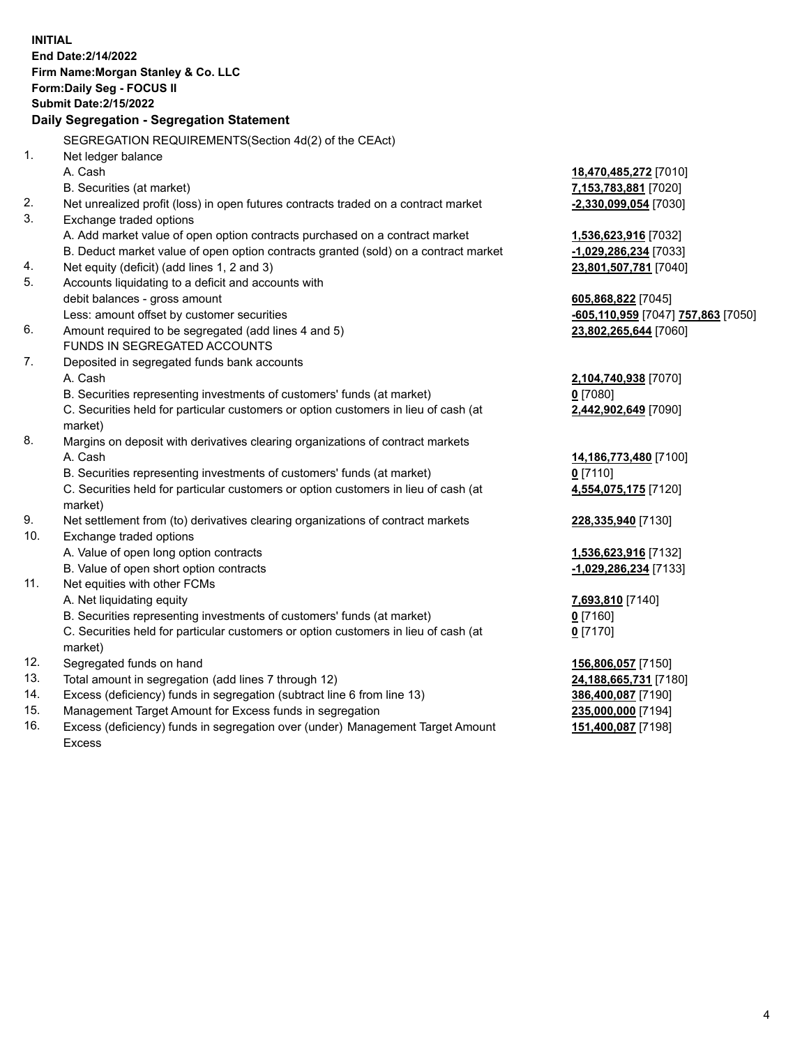**INITIAL**
**End Date:2/14/2022**
**Firm Name:Morgan Stanley & Co. LLC**
**Form:Daily Seg - FOCUS II**
**Submit Date:2/15/2022**

**Daily Segregation - Segregation Statement**

SEGREGATION REQUIREMENTS(Section 4d(2) of the CEAct)

| | | |
|---|---|---|
| 1. | Net ledger balance | |
| | A. Cash | **18,470,485,272** [7010] |
| | B. Securities (at market) | **7,153,783,881** [7020] |
| 2. | Net unrealized profit (loss) in open futures contracts traded on a contract market | **-2,330,099,054** [7030] |
| 3. | Exchange traded options | |
| | A. Add market value of open option contracts purchased on a contract market | **1,536,623,916** [7032] |
| | B. Deduct market value of open option contracts granted (sold) on a contract market | **-1,029,286,234** [7033] |
| 4. | Net equity (deficit) (add lines 1, 2 and 3) | **23,801,507,781** [7040] |
| 5. | Accounts liquidating to a deficit and accounts with | |
| | debit balances - gross amount | **605,868,822** [7045] |
| | Less: amount offset by customer securities | **-605,110,959** [7047] **757,863** [7050] |
| 6. | Amount required to be segregated (add lines 4 and 5) | **23,802,265,644** [7060] |
| | FUNDS IN SEGREGATED ACCOUNTS | |
| 7. | Deposited in segregated funds bank accounts | |
| | A. Cash | **2,104,740,938** [7070] |
| | B. Securities representing investments of customers' funds (at market) | **0** [7080] |
| | C. Securities held for particular customers or option customers in lieu of cash (at market) | **2,442,902,649** [7090] |
| 8. | Margins on deposit with derivatives clearing organizations of contract markets | |
| | A. Cash | **14,186,773,480** [7100] |
| | B. Securities representing investments of customers' funds (at market) | **0** [7110] |
| | C. Securities held for particular customers or option customers in lieu of cash (at market) | **4,554,075,175** [7120] |
| 9. | Net settlement from (to) derivatives clearing organizations of contract markets | **228,335,940** [7130] |
| 10. | Exchange traded options | |
| | A. Value of open long option contracts | **1,536,623,916** [7132] |
| | B. Value of open short option contracts | **-1,029,286,234** [7133] |
| 11. | Net equities with other FCMs | |
| | A. Net liquidating equity | **7,693,810** [7140] |
| | B. Securities representing investments of customers' funds (at market) | **0** [7160] |
| | C. Securities held for particular customers or option customers in lieu of cash (at market) | **0** [7170] |
| 12. | Segregated funds on hand | **156,806,057** [7150] |
| 13. | Total amount in segregation (add lines 7 through 12) | **24,188,665,731** [7180] |
| 14. | Excess (deficiency) funds in segregation (subtract line 6 from line 13) | **386,400,087** [7190] |
| 15. | Management Target Amount for Excess funds in segregation | **235,000,000** [7194] |
| 16. | Excess (deficiency) funds in segregation over (under) Management Target Amount Excess | **151,400,087** [7198] |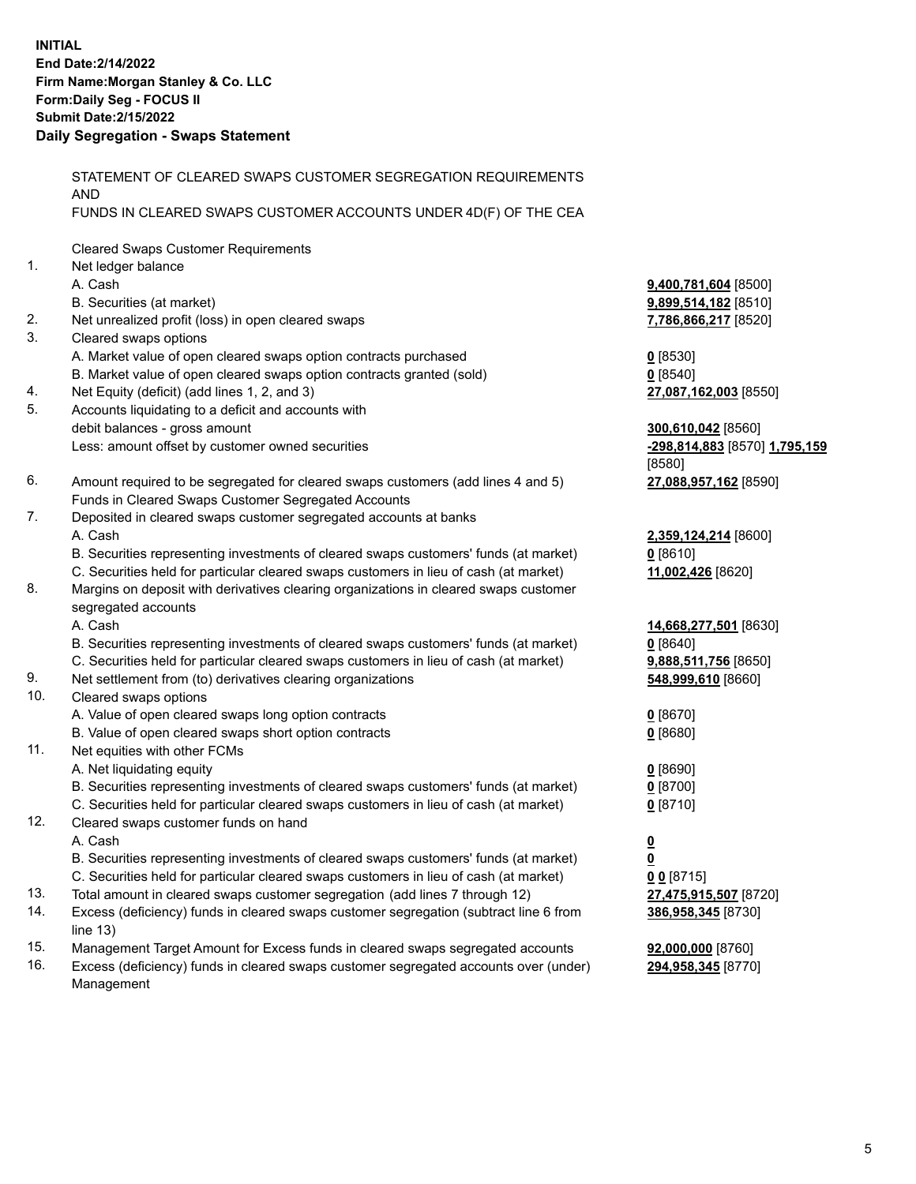**INITIAL**
**End Date:2/14/2022**
**Firm Name:Morgan Stanley & Co. LLC**
**Form:Daily Seg - FOCUS II**
**Submit Date:2/15/2022**

**Daily Segregation - Swaps Statement**

STATEMENT OF CLEARED SWAPS CUSTOMER SEGREGATION REQUIREMENTS AND
FUNDS IN CLEARED SWAPS CUSTOMER ACCOUNTS UNDER 4D(F) OF THE CEA

| | | |
|---|---|---|
| | Cleared Swaps Customer Requirements | |
| 1. | Net ledger balance | |
| | A. Cash | **9,400,781,604** [8500] |
| | B. Securities (at market) | **9,899,514,182** [8510] |
| 2. | Net unrealized profit (loss) in open cleared swaps | **7,786,866,217** [8520] |
| 3. | Cleared swaps options | |
| | A. Market value of open cleared swaps option contracts purchased | **0** [8530] |
| | B. Market value of open cleared swaps option contracts granted (sold) | **0** [8540] |
| 4. | Net Equity (deficit) (add lines 1, 2, and 3) | **27,087,162,003** [8550] |
| 5. | Accounts liquidating to a deficit and accounts with debit balances - gross amount | **300,610,042** [8560] |
| | Less: amount offset by customer owned securities | **-298,814,883** [8570] **1,795,159** [8580] |
| 6. | Amount required to be segregated for cleared swaps customers (add lines 4 and 5) | **27,088,957,162** [8590] |
| | Funds in Cleared Swaps Customer Segregated Accounts | |
| 7. | Deposited in cleared swaps customer segregated accounts at banks | |
| | A. Cash | **2,359,124,214** [8600] |
| | B. Securities representing investments of cleared swaps customers' funds (at market) | **0** [8610] |
| | C. Securities held for particular cleared swaps customers in lieu of cash (at market) | **11,002,426** [8620] |
| 8. | Margins on deposit with derivatives clearing organizations in cleared swaps customer segregated accounts | |
| | A. Cash | **14,668,277,501** [8630] |
| | B. Securities representing investments of cleared swaps customers' funds (at market) | **0** [8640] |
| | C. Securities held for particular cleared swaps customers in lieu of cash (at market) | **9,888,511,756** [8650] |
| 9. | Net settlement from (to) derivatives clearing organizations | **548,999,610** [8660] |
| 10. | Cleared swaps options | |
| | A. Value of open cleared swaps long option contracts | **0** [8670] |
| | B. Value of open cleared swaps short option contracts | **0** [8680] |
| 11. | Net equities with other FCMs | |
| | A. Net liquidating equity | **0** [8690] |
| | B. Securities representing investments of cleared swaps customers' funds (at market) | **0** [8700] |
| | C. Securities held for particular cleared swaps customers in lieu of cash (at market) | **0** [8710] |
| 12. | Cleared swaps customer funds on hand | |
| | A. Cash | **0** |
| | B. Securities representing investments of cleared swaps customers' funds (at market) | **0** |
| | C. Securities held for particular cleared swaps customers in lieu of cash (at market) | **0** **0** [8715] |
| 13. | Total amount in cleared swaps customer segregation (add lines 7 through 12) | **27,475,915,507** [8720] |
| 14. | Excess (deficiency) funds in cleared swaps customer segregation (subtract line 6 from line 13) | **386,958,345** [8730] |
| 15. | Management Target Amount for Excess funds in cleared swaps segregated accounts | **92,000,000** [8760] |
| 16. | Excess (deficiency) funds in cleared swaps customer segregated accounts over (under) Management | **294,958,345** [8770] |